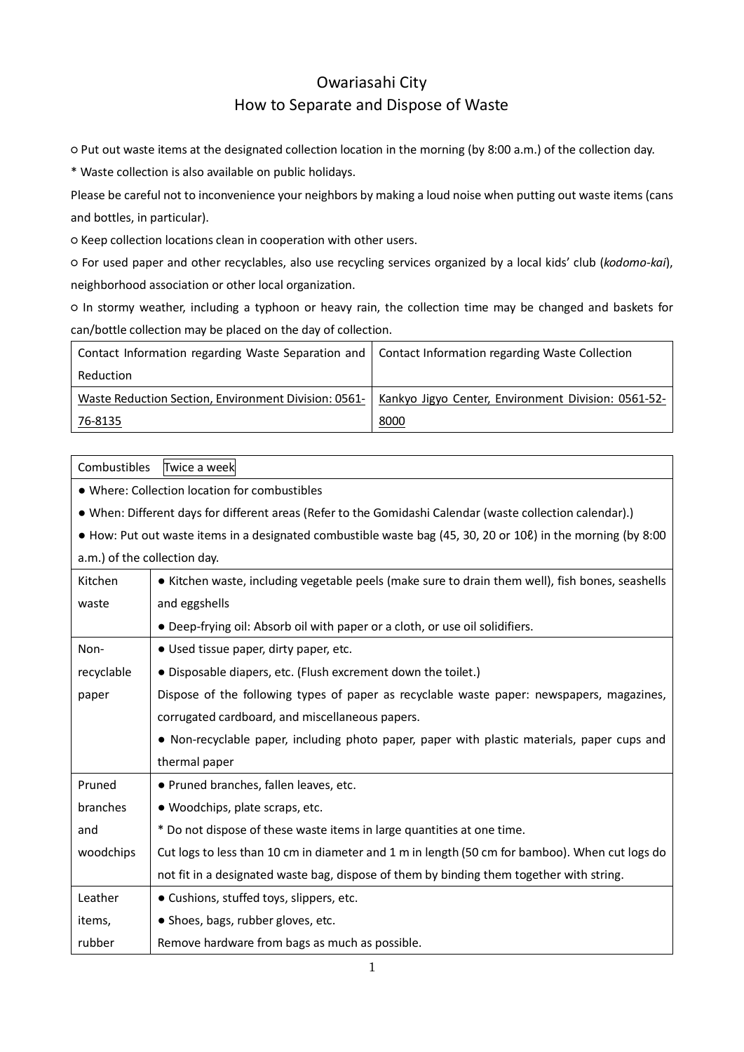# Owariasahi City
# How to Separate and Dispose of Waste

○ Put out waste items at the designated collection location in the morning (by 8:00 a.m.) of the collection day.

* Waste collection is also available on public holidays.

Please be careful not to inconvenience your neighbors by making a loud noise when putting out waste items (cans and bottles, in particular).

○ Keep collection locations clean in cooperation with other users.

○ For used paper and other recyclables, also use recycling services organized by a local kids' club (*kodomo-kai*), neighborhood association or other local organization.

○ In stormy weather, including a typhoon or heavy rain, the collection time may be changed and baskets for can/bottle collection may be placed on the day of collection.

| Contact Information regarding Waste Separation and Reduction | Contact Information regarding Waste Collection |
|---|---|
| Waste Reduction Section, Environment Division: 0561-76-8135 | Kankyo Jigyo Center, Environment Division: 0561-52-8000 |

| Combustibles Twice a week | |
|---|---|
| ● Where: Collection location for combustibles<br>● When: Different days for different areas (Refer to the Gomidashi Calendar (waste collection calendar).)<br>● How: Put out waste items in a designated combustible waste bag (45, 30, 20 or 10ℓ) in the morning (by 8:00 a.m.) of the collection day. | |
| Kitchen waste | ● Kitchen waste, including vegetable peels (make sure to drain them well), fish bones, seashells and eggshells<br>● Deep-frying oil: Absorb oil with paper or a cloth, or use oil solidifiers. |
| Non-recyclable paper | ● Used tissue paper, dirty paper, etc.<br>● Disposable diapers, etc. (Flush excrement down the toilet.)<br>Dispose of the following types of paper as recyclable waste paper: newspapers, magazines, corrugated cardboard, and miscellaneous papers.<br>● Non-recyclable paper, including photo paper, paper with plastic materials, paper cups and thermal paper |
| Pruned branches and woodchips | ● Pruned branches, fallen leaves, etc.<br>● Woodchips, plate scraps, etc.<br>* Do not dispose of these waste items in large quantities at one time.<br>Cut logs to less than 10 cm in diameter and 1 m in length (50 cm for bamboo). When cut logs do not fit in a designated waste bag, dispose of them by binding them together with string. |
| Leather items, rubber | ● Cushions, stuffed toys, slippers, etc.<br>● Shoes, bags, rubber gloves, etc.<br>Remove hardware from bags as much as possible. |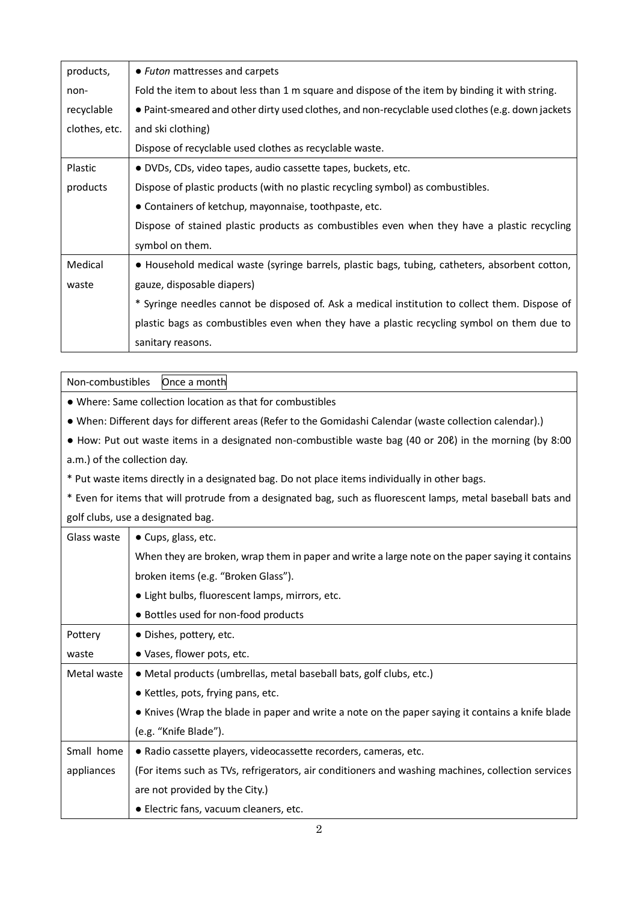| | |
|---|---|
| products, non-recyclable clothes, etc. | ● *Futon* mattresses and carpets<br>Fold the item to about less than 1 m square and dispose of the item by binding it with string.<br>● Paint-smeared and other dirty used clothes, and non-recyclable used clothes (e.g. down jackets and ski clothing)<br>Dispose of recyclable used clothes as recyclable waste. |
| Plastic products | ● DVDs, CDs, video tapes, audio cassette tapes, buckets, etc.<br>Dispose of plastic products (with no plastic recycling symbol) as combustibles.<br>● Containers of ketchup, mayonnaise, toothpaste, etc.<br>Dispose of stained plastic products as combustibles even when they have a plastic recycling symbol on them. |
| Medical waste | ● Household medical waste (syringe barrels, plastic bags, tubing, catheters, absorbent cotton, gauze, disposable diapers)<br>* Syringe needles cannot be disposed of. Ask a medical institution to collect them. Dispose of plastic bags as combustibles even when they have a plastic recycling symbol on them due to sanitary reasons. |

| Non-combustibles Once a month | |
|---|---|
| ● Where: Same collection location as that for combustibles<br>● When: Different days for different areas (Refer to the Gomidashi Calendar (waste collection calendar).)<br>● How: Put out waste items in a designated non-combustible waste bag (40 or 20ℓ) in the morning (by 8:00 a.m.) of the collection day.<br>* Put waste items directly in a designated bag. Do not place items individually in other bags.<br>* Even for items that will protrude from a designated bag, such as fluorescent lamps, metal baseball bats and golf clubs, use a designated bag. | |
| Glass waste | ● Cups, glass, etc.<br>When they are broken, wrap them in paper and write a large note on the paper saying it contains broken items (e.g. "Broken Glass").<br>● Light bulbs, fluorescent lamps, mirrors, etc.<br>● Bottles used for non-food products |
| Pottery waste | ● Dishes, pottery, etc.<br>● Vases, flower pots, etc. |
| Metal waste | ● Metal products (umbrellas, metal baseball bats, golf clubs, etc.)<br>● Kettles, pots, frying pans, etc.<br>● Knives (Wrap the blade in paper and write a note on the paper saying it contains a knife blade (e.g. "Knife Blade"). |
| Small home appliances | ● Radio cassette players, videocassette recorders, cameras, etc.<br>(For items such as TVs, refrigerators, air conditioners and washing machines, collection services are not provided by the City.)<br>● Electric fans, vacuum cleaners, etc. |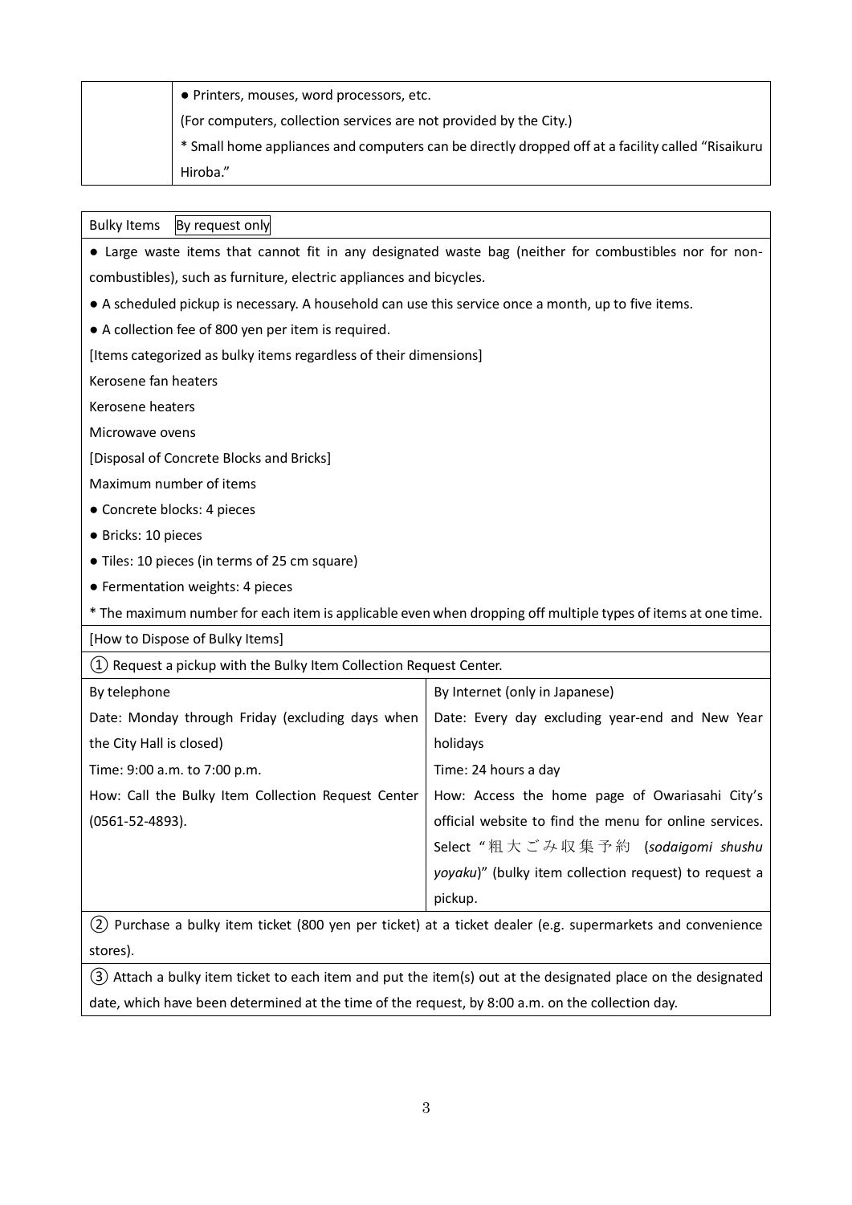| | |
|---|---|
| | ● Printers, mouses, word processors, etc.<br>(For computers, collection services are not provided by the City.)<br>* Small home appliances and computers can be directly dropped off at a facility called "Risaikuru Hiroba." |

**Bulky Items** By request only

● Large waste items that cannot fit in any designated waste bag (neither for combustibles nor for non-combustibles), such as furniture, electric appliances and bicycles.

● A scheduled pickup is necessary. A household can use this service once a month, up to five items.

● A collection fee of 800 yen per item is required.

[Items categorized as bulky items regardless of their dimensions]

Kerosene fan heaters

Kerosene heaters

Microwave ovens

[Disposal of Concrete Blocks and Bricks]

Maximum number of items

● Concrete blocks: 4 pieces

● Bricks: 10 pieces

● Tiles: 10 pieces (in terms of 25 cm square)

● Fermentation weights: 4 pieces

* The maximum number for each item is applicable even when dropping off multiple types of items at one time.

[How to Dispose of Bulky Items]

① Request a pickup with the Bulky Item Collection Request Center.

| By telephone | By Internet (only in Japanese) |
|---|---|
| Date: Monday through Friday (excluding days when the City Hall is closed)<br>Time: 9:00 a.m. to 7:00 p.m.<br>How: Call the Bulky Item Collection Request Center (0561-52-4893). | Date: Every day excluding year-end and New Year holidays<br>Time: 24 hours a day<br>How: Access the home page of Owariasahi City's official website to find the menu for online services. Select "粗大ごみ収集予約 (*sodaigomi shushu yoyaku*)" (bulky item collection request) to request a pickup. |

② Purchase a bulky item ticket (800 yen per ticket) at a ticket dealer (e.g. supermarkets and convenience stores).

③ Attach a bulky item ticket to each item and put the item(s) out at the designated place on the designated date, which have been determined at the time of the request, by 8:00 a.m. on the collection day.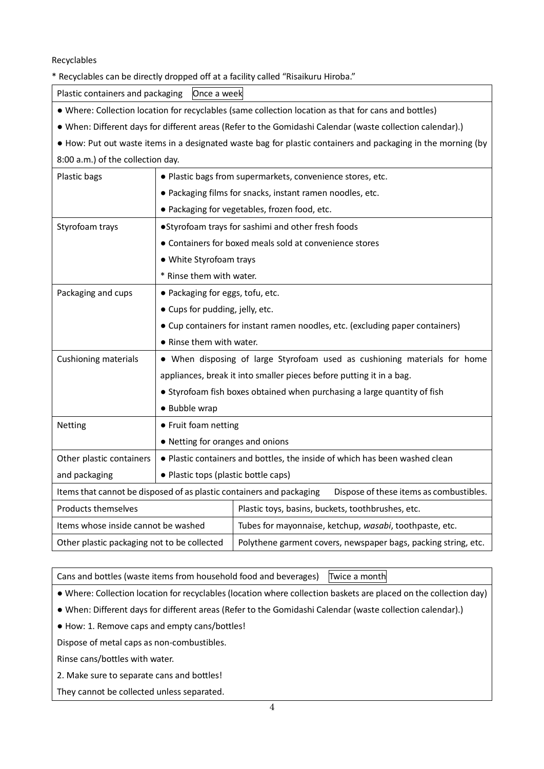Recyclables

* Recyclables can be directly dropped off at a facility called "Risaikuru Hiroba."

| Plastic containers and packaging | Once a week | |
|---|---|---|
| ● Where: Collection location for recyclables (same collection location as that for cans and bottles)<br>● When: Different days for different areas (Refer to the Gomidashi Calendar (waste collection calendar).)<br>● How: Put out waste items in a designated waste bag for plastic containers and packaging in the morning (by 8:00 a.m.) of the collection day. | | |
| Plastic bags | ● Plastic bags from supermarkets, convenience stores, etc.<br>● Packaging films for snacks, instant ramen noodles, etc.<br>● Packaging for vegetables, frozen food, etc. | |
| Styrofoam trays | ● Styrofoam trays for sashimi and other fresh foods<br>● Containers for boxed meals sold at convenience stores<br>● White Styrofoam trays<br>* Rinse them with water. | |
| Packaging and cups | ● Packaging for eggs, tofu, etc.<br>● Cups for pudding, jelly, etc.<br>● Cup containers for instant ramen noodles, etc. (excluding paper containers)<br>● Rinse them with water. | |
| Cushioning materials | ● When disposing of large Styrofoam used as cushioning materials for home appliances, break it into smaller pieces before putting it in a bag.<br>● Styrofoam fish boxes obtained when purchasing a large quantity of fish<br>● Bubble wrap | |
| Netting | ● Fruit foam netting<br>● Netting for oranges and onions | |
| Other plastic containers and packaging | ● Plastic containers and bottles, the inside of which has been washed clean<br>● Plastic tops (plastic bottle caps) | |
| Items that cannot be disposed of as plastic containers and packaging | | Dispose of these items as combustibles. |
| Products themselves | | Plastic toys, basins, buckets, toothbrushes, etc. |
| Items whose inside cannot be washed | | Tubes for mayonnaise, ketchup, *wasabi*, toothpaste, etc. |
| Other plastic packaging not to be collected | | Polythene garment covers, newspaper bags, packing string, etc. |

| Cans and bottles (waste items from household food and beverages) | Twice a month |
|---|---|
| ● Where: Collection location for recyclables (location where collection baskets are placed on the collection day)<br>● When: Different days for different areas (Refer to the Gomidashi Calendar (waste collection calendar).)<br>● How: 1. Remove caps and empty cans/bottles!<br>Dispose of metal caps as non-combustibles.<br>Rinse cans/bottles with water.<br>2. Make sure to separate cans and bottles!<br>They cannot be collected unless separated. | |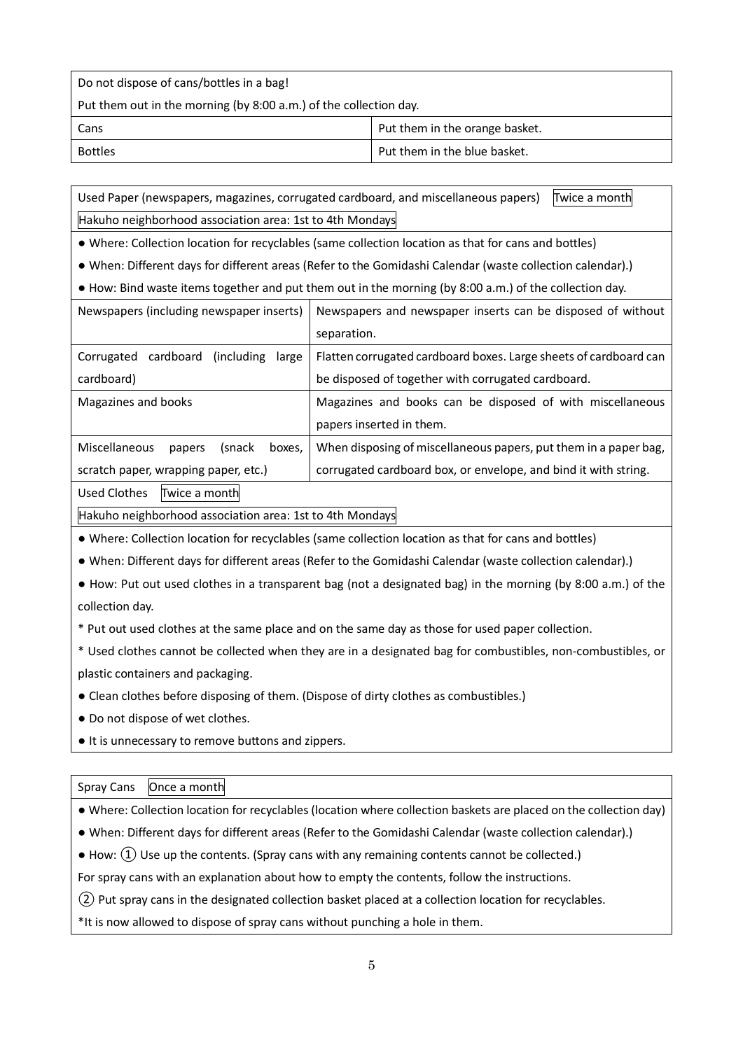| Do not dispose of cans/bottles in a bag!<br>Put them out in the morning (by 8:00 a.m.) of the collection day. | |
|---|---|
| Cans | Put them in the orange basket. |
| Bottles | Put them in the blue basket. |

Used Paper (newspapers, magazines, corrugated cardboard, and miscellaneous papers) Twice a month

Hakuho neighborhood association area: 1st to 4th Mondays

- Where: Collection location for recyclables (same collection location as that for cans and bottles)
- When: Different days for different areas (Refer to the Gomidashi Calendar (waste collection calendar).)
- How: Bind waste items together and put them out in the morning (by 8:00 a.m.) of the collection day.

| Item | Instructions |
|---|---|
| Newspapers (including newspaper inserts) | Newspapers and newspaper inserts can be disposed of without separation. |
| Corrugated cardboard (including large cardboard) | Flatten corrugated cardboard boxes. Large sheets of cardboard can be disposed of together with corrugated cardboard. |
| Magazines and books | Magazines and books can be disposed of with miscellaneous papers inserted in them. |
| Miscellaneous papers (snack boxes, scratch paper, wrapping paper, etc.) | When disposing of miscellaneous papers, put them in a paper bag, corrugated cardboard box, or envelope, and bind it with string. |

Used Clothes Twice a month

Hakuho neighborhood association area: 1st to 4th Mondays

- Where: Collection location for recyclables (same collection location as that for cans and bottles)
- When: Different days for different areas (Refer to the Gomidashi Calendar (waste collection calendar).)
- How: Put out used clothes in a transparent bag (not a designated bag) in the morning (by 8:00 a.m.) of the collection day.

* Put out used clothes at the same place and on the same day as those for used paper collection.
* Used clothes cannot be collected when they are in a designated bag for combustibles, non-combustibles, or plastic containers and packaging.

- Clean clothes before disposing of them. (Dispose of dirty clothes as combustibles.)
- Do not dispose of wet clothes.
- It is unnecessary to remove buttons and zippers.

Spray Cans Once a month

- Where: Collection location for recyclables (location where collection baskets are placed on the collection day)
- When: Different days for different areas (Refer to the Gomidashi Calendar (waste collection calendar).)
- How: ① Use up the contents. (Spray cans with any remaining contents cannot be collected.)

For spray cans with an explanation about how to empty the contents, follow the instructions.

② Put spray cans in the designated collection basket placed at a collection location for recyclables.

*It is now allowed to dispose of spray cans without punching a hole in them.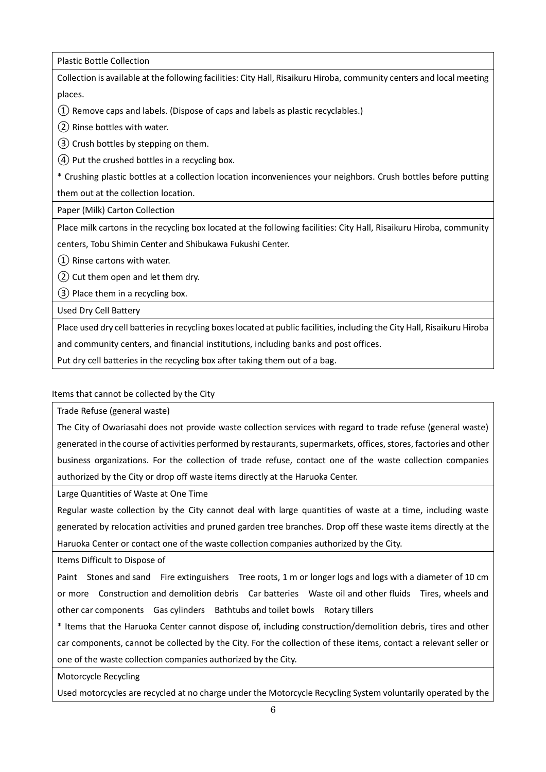### Plastic Bottle Collection

Collection is available at the following facilities: City Hall, Risaikuru Hiroba, community centers and local meeting places.

① Remove caps and labels. (Dispose of caps and labels as plastic recyclables.)

② Rinse bottles with water.

③ Crush bottles by stepping on them.

④ Put the crushed bottles in a recycling box.

* Crushing plastic bottles at a collection location inconveniences your neighbors. Crush bottles before putting them out at the collection location.

### Paper (Milk) Carton Collection

Place milk cartons in the recycling box located at the following facilities: City Hall, Risaikuru Hiroba, community centers, Tobu Shimin Center and Shibukawa Fukushi Center.

① Rinse cartons with water.

② Cut them open and let them dry.

③ Place them in a recycling box.

### Used Dry Cell Battery

Place used dry cell batteries in recycling boxes located at public facilities, including the City Hall, Risaikuru Hiroba and community centers, and financial institutions, including banks and post offices.

Put dry cell batteries in the recycling box after taking them out of a bag.

## Items that cannot be collected by the City

### Trade Refuse (general waste)

The City of Owariasahi does not provide waste collection services with regard to trade refuse (general waste) generated in the course of activities performed by restaurants, supermarkets, offices, stores, factories and other business organizations. For the collection of trade refuse, contact one of the waste collection companies authorized by the City or drop off waste items directly at the Haruoka Center.

### Large Quantities of Waste at One Time

Regular waste collection by the City cannot deal with large quantities of waste at a time, including waste generated by relocation activities and pruned garden tree branches. Drop off these waste items directly at the Haruoka Center or contact one of the waste collection companies authorized by the City.

### Items Difficult to Dispose of

Paint　Stones and sand　Fire extinguishers　Tree roots, 1 m or longer logs and logs with a diameter of 10 cm or more　Construction and demolition debris　Car batteries　Waste oil and other fluids　Tires, wheels and other car components　Gas cylinders　Bathtubs and toilet bowls　Rotary tillers

* Items that the Haruoka Center cannot dispose of, including construction/demolition debris, tires and other car components, cannot be collected by the City. For the collection of these items, contact a relevant seller or one of the waste collection companies authorized by the City.

### Motorcycle Recycling

Used motorcycles are recycled at no charge under the Motorcycle Recycling System voluntarily operated by the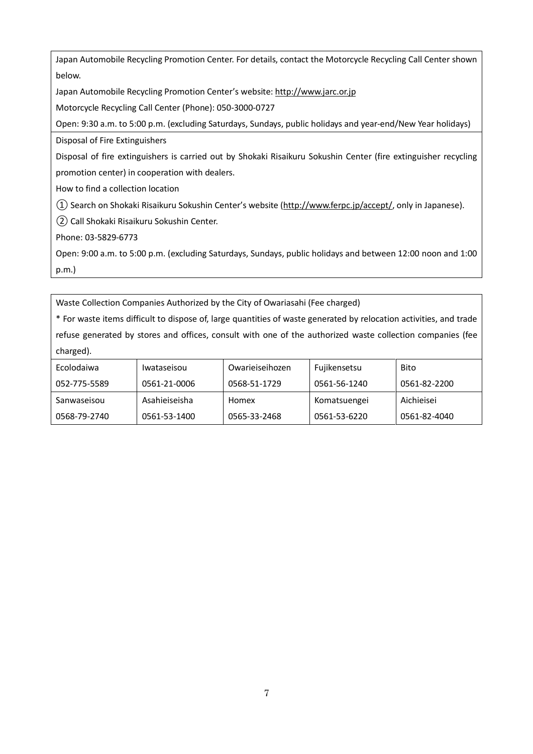Japan Automobile Recycling Promotion Center. For details, contact the Motorcycle Recycling Call Center shown below.

Japan Automobile Recycling Promotion Center's website: http://www.jarc.or.jp

Motorcycle Recycling Call Center (Phone): 050-3000-0727

Open: 9:30 a.m. to 5:00 p.m. (excluding Saturdays, Sundays, public holidays and year-end/New Year holidays)

Disposal of Fire Extinguishers

Disposal of fire extinguishers is carried out by Shokaki Risaikuru Sokushin Center (fire extinguisher recycling promotion center) in cooperation with dealers.

How to find a collection location

① Search on Shokaki Risaikuru Sokushin Center's website (http://www.ferpc.jp/accept/, only in Japanese).

② Call Shokaki Risaikuru Sokushin Center.

Phone: 03-5829-6773

Open: 9:00 a.m. to 5:00 p.m. (excluding Saturdays, Sundays, public holidays and between 12:00 noon and 1:00 p.m.)

Waste Collection Companies Authorized by the City of Owariasahi (Fee charged)

* For waste items difficult to dispose of, large quantities of waste generated by relocation activities, and trade refuse generated by stores and offices, consult with one of the authorized waste collection companies (fee charged).

| Ecolodaiwa | Iwataseisou | Owarieiseihozen | Fujikensetsu | Bito |
|---|---|---|---|---|
| 052-775-5589 | 0561-21-0006 | 0568-51-1729 | 0561-56-1240 | 0561-82-2200 |
| Sanwaseisou | Asahieiseisha | Homex | Komatsuengei | Aichieisei |
| 0568-79-2740 | 0561-53-1400 | 0565-33-2468 | 0561-53-6220 | 0561-82-4040 |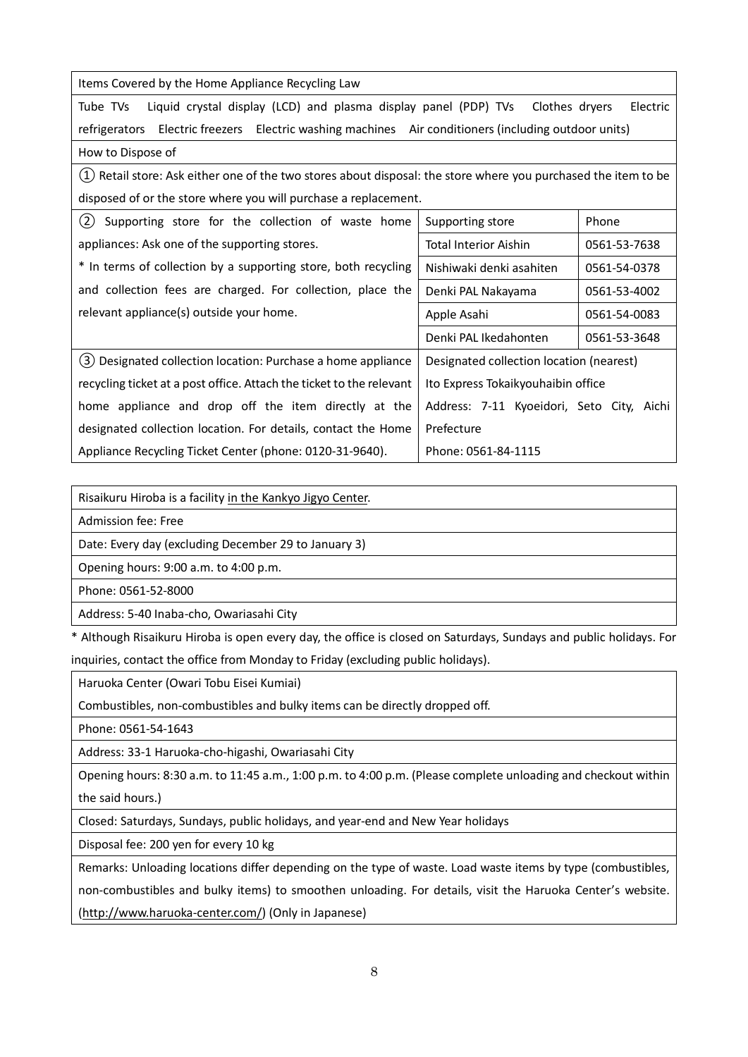| | | |
|---|---|---|
| Items Covered by the Home Appliance Recycling Law | | |
| Tube TVs　Liquid crystal display (LCD) and plasma display panel (PDP) TVs　Clothes dryers　Electric refrigerators　Electric freezers　Electric washing machines　Air conditioners (including outdoor units) | | |
| How to Dispose of | | |
| ① Retail store: Ask either one of the two stores about disposal: the store where you purchased the item to be disposed of or the store where you will purchase a replacement. | | |
| ② Supporting store for the collection of waste home appliances: Ask one of the supporting stores. * In terms of collection by a supporting store, both recycling and collection fees are charged. For collection, place the relevant appliance(s) outside your home. | Supporting store | Phone |
| | Total Interior Aishin | 0561-53-7638 |
| | Nishiwaki denki asahiten | 0561-54-0378 |
| | Denki PAL Nakayama | 0561-53-4002 |
| | Apple Asahi | 0561-54-0083 |
| | Denki PAL Ikedahonten | 0561-53-3648 |
| ③ Designated collection location: Purchase a home appliance recycling ticket at a post office. Attach the ticket to the relevant home appliance and drop off the item directly at the designated collection location. For details, contact the Home Appliance Recycling Ticket Center (phone: 0120-31-9640). | Designated collection location (nearest) Ito Express Tokaikyouhaibin office Address: 7-11 Kyoeidori, Seto City, Aichi Prefecture Phone: 0561-84-1115 | |

| |
|---|
| Risaikuru Hiroba is a facility in the Kankyo Jigyo Center. |
| Admission fee: Free |
| Date: Every day (excluding December 29 to January 3) |
| Opening hours: 9:00 a.m. to 4:00 p.m. |
| Phone: 0561-52-8000 |
| Address: 5-40 Inaba-cho, Owariasahi City |

* Although Risaikuru Hiroba is open every day, the office is closed on Saturdays, Sundays and public holidays. For inquiries, contact the office from Monday to Friday (excluding public holidays).

| |
|---|
| Haruoka Center (Owari Tobu Eisei Kumiai) Combustibles, non-combustibles and bulky items can be directly dropped off. |
| Phone: 0561-54-1643 |
| Address: 33-1 Haruoka-cho-higashi, Owariasahi City |
| Opening hours: 8:30 a.m. to 11:45 a.m., 1:00 p.m. to 4:00 p.m. (Please complete unloading and checkout within the said hours.) |
| Closed: Saturdays, Sundays, public holidays, and year-end and New Year holidays |
| Disposal fee: 200 yen for every 10 kg |
| Remarks: Unloading locations differ depending on the type of waste. Load waste items by type (combustibles, non-combustibles and bulky items) to smoothen unloading. For details, visit the Haruoka Center's website. (http://www.haruoka-center.com/) (Only in Japanese) |